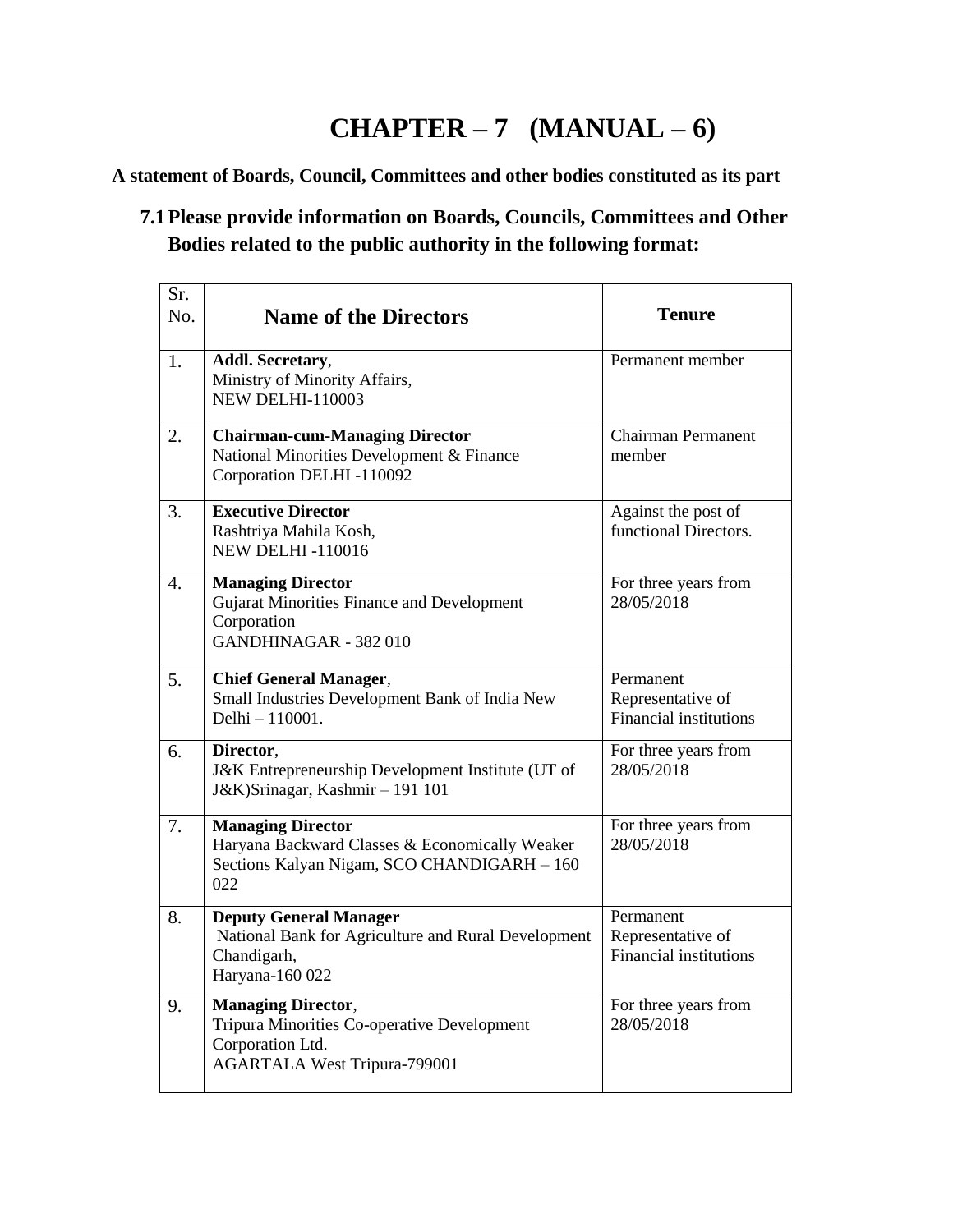# CHAPTER – 7 (MANUAL – 6)

**A statement of Boards, Council, Committees and other bodies constituted as its part**

## 7.1 Please provide information on Boards, Councils, Committees and Other Bodies related to the public authority in the following format:

| Sr. No. | Name of the Directors | Tenure |
|---|---|---|
| 1. | **Addl. Secretary**, Ministry of Minority Affairs, NEW DELHI-110003 | Permanent member |
| 2. | **Chairman-cum-Managing Director** National Minorities Development & Finance Corporation DELHI -110092 | Chairman Permanent member |
| 3. | **Executive Director** Rashtriya Mahila Kosh, NEW DELHI -110016 | Against the post of functional Directors. |
| 4. | **Managing Director** Gujarat Minorities Finance and Development Corporation GANDHINAGAR - 382 010 | For three years from 28/05/2018 |
| 5. | **Chief General Manager**, Small Industries Development Bank of India New Delhi – 110001. | Permanent Representative of Financial institutions |
| 6. | **Director**, J&K Entrepreneurship Development Institute (UT of J&K)Srinagar, Kashmir – 191 101 | For three years from 28/05/2018 |
| 7. | **Managing Director** Haryana Backward Classes & Economically Weaker Sections Kalyan Nigam, SCO CHANDIGARH – 160 022 | For three years from 28/05/2018 |
| 8. | **Deputy General Manager** National Bank for Agriculture and Rural Development Chandigarh, Haryana-160 022 | Permanent Representative of Financial institutions |
| 9. | **Managing Director**, Tripura Minorities Co-operative Development Corporation Ltd. AGARTALA West Tripura-799001 | For three years from 28/05/2018 |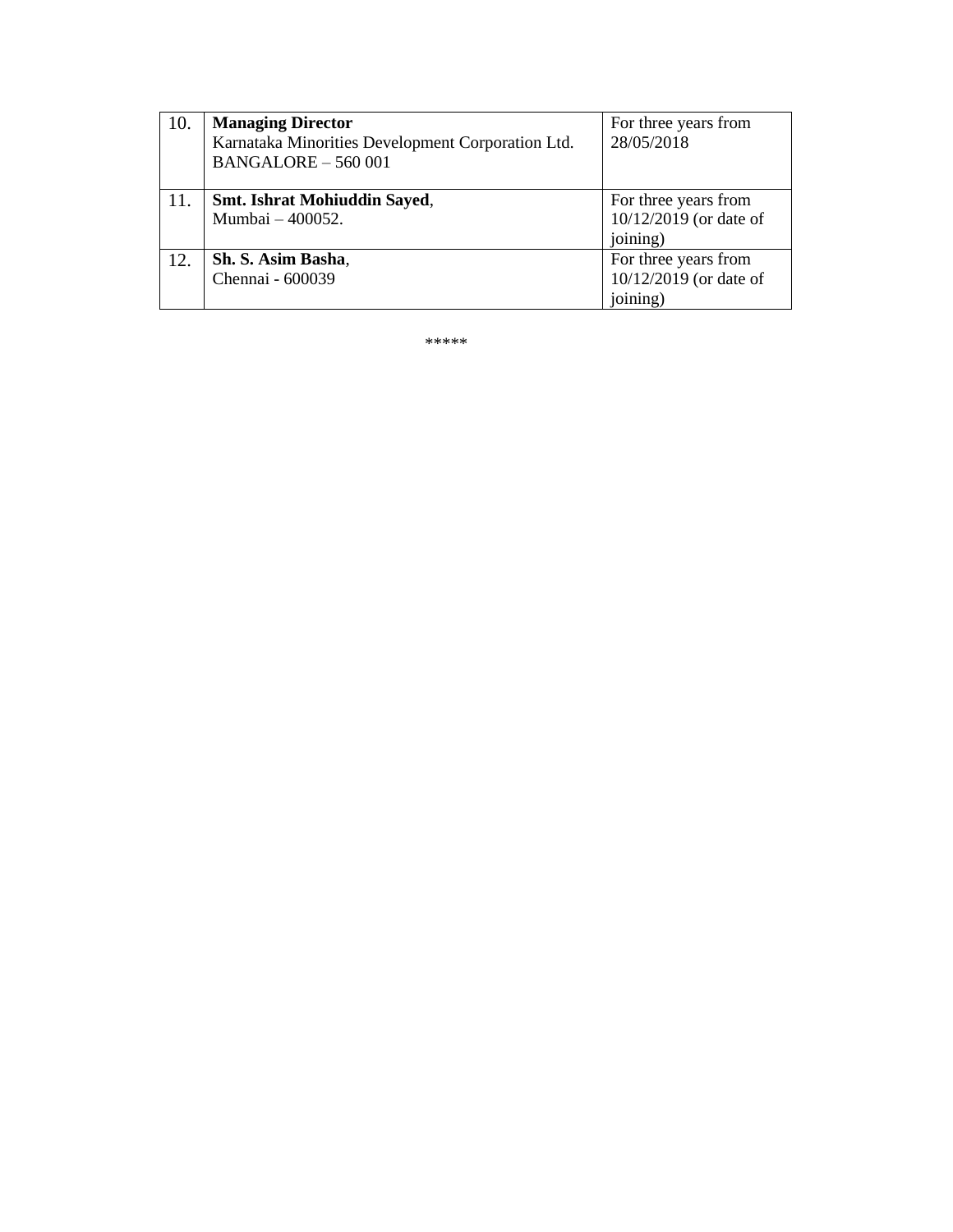| | | |
|---|---|---|
| 10. | **Managing Director**<br>Karnataka Minorities Development Corporation Ltd.<br>BANGALORE – 560 001 | For three years from 28/05/2018 |
| 11. | **Smt. Ishrat Mohiuddin Sayed**,<br>Mumbai – 400052. | For three years from 10/12/2019 (or date of joining) |
| 12. | **Sh. S. Asim Basha**,<br>Chennai - 600039 | For three years from 10/12/2019 (or date of joining) |

*****